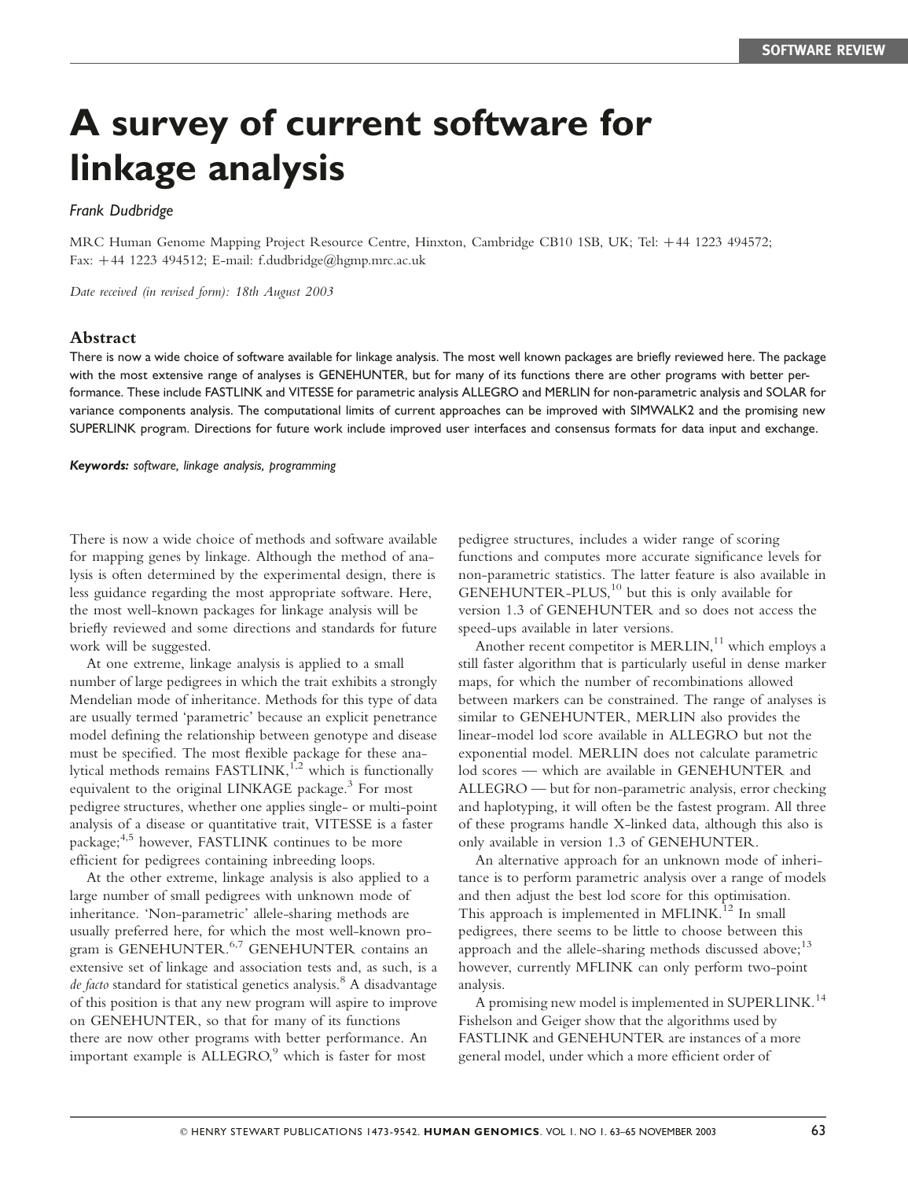SOFTWARE REVIEW

# A survey of current software for linkage analysis

*Frank Dudbridge*

MRC Human Genome Mapping Project Resource Centre, Hinxton, Cambridge CB10 1SB, UK; Tel: +44 1223 494572; Fax: +44 1223 494512; E-mail: f.dudbridge@hgmp.mrc.ac.uk

*Date received (in revised form): 18th August 2003*

## Abstract

There is now a wide choice of software available for linkage analysis. The most well known packages are briefly reviewed here. The package with the most extensive range of analyses is GENEHUNTER, but for many of its functions there are other programs with better performance. These include FASTLINK and VITESSE for parametric analysis ALLEGRO and MERLIN for non-parametric analysis and SOLAR for variance components analysis. The computational limits of current approaches can be improved with SIMWALK2 and the promising new SUPERLINK program. Directions for future work include improved user interfaces and consensus formats for data input and exchange.

***Keywords:*** *software, linkage analysis, programming*

There is now a wide choice of methods and software available for mapping genes by linkage. Although the method of analysis is often determined by the experimental design, there is less guidance regarding the most appropriate software. Here, the most well-known packages for linkage analysis will be briefly reviewed and some directions and standards for future work will be suggested.

At one extreme, linkage analysis is applied to a small number of large pedigrees in which the trait exhibits a strongly Mendelian mode of inheritance. Methods for this type of data are usually termed 'parametric' because an explicit penetrance model defining the relationship between genotype and disease must be specified. The most flexible package for these analytical methods remains FASTLINK,[1,2] which is functionally equivalent to the original LINKAGE package.[3] For most pedigree structures, whether one applies single- or multi-point analysis of a disease or quantitative trait, VITESSE is a faster package;[4,5] however, FASTLINK continues to be more efficient for pedigrees containing inbreeding loops.

At the other extreme, linkage analysis is also applied to a large number of small pedigrees with unknown mode of inheritance. 'Non-parametric' allele-sharing methods are usually preferred here, for which the most well-known program is GENEHUNTER.[6,7] GENEHUNTER contains an extensive set of linkage and association tests and, as such, is a *de facto* standard for statistical genetics analysis.[8] A disadvantage of this position is that any new program will aspire to improve on GENEHUNTER, so that for many of its functions there are now other programs with better performance. An important example is ALLEGRO,[9] which is faster for most pedigree structures, includes a wider range of scoring functions and computes more accurate significance levels for non-parametric statistics. The latter feature is also available in GENEHUNTER-PLUS,[10] but this is only available for version 1.3 of GENEHUNTER and so does not access the speed-ups available in later versions.

Another recent competitor is MERLIN,[11] which employs a still faster algorithm that is particularly useful in dense marker maps, for which the number of recombinations allowed between markers can be constrained. The range of analyses is similar to GENEHUNTER, MERLIN also provides the linear-model lod score available in ALLEGRO but not the exponential model. MERLIN does not calculate parametric lod scores — which are available in GENEHUNTER and ALLEGRO — but for non-parametric analysis, error checking and haplotyping, it will often be the fastest program. All three of these programs handle X-linked data, although this also is only available in version 1.3 of GENEHUNTER.

An alternative approach for an unknown mode of inheritance is to perform parametric analysis over a range of models and then adjust the best lod score for this optimisation. This approach is implemented in MFLINK.[12] In small pedigrees, there seems to be little to choose between this approach and the allele-sharing methods discussed above;[13] however, currently MFLINK can only perform two-point analysis.

A promising new model is implemented in SUPERLINK.[14] Fishelson and Geiger show that the algorithms used by FASTLINK and GENEHUNTER are instances of a more general model, under which a more efficient order of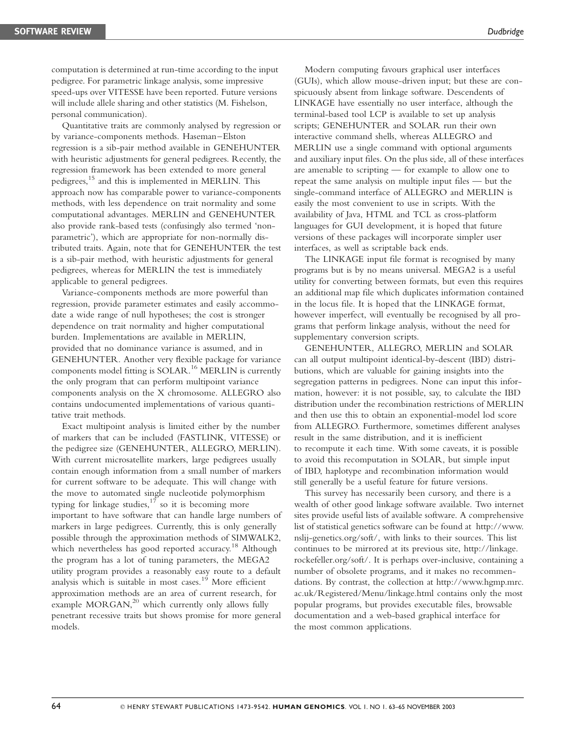computation is determined at run-time according to the input pedigree. For parametric linkage analysis, some impressive speed-ups over VITESSE have been reported. Future versions will include allele sharing and other statistics (M. Fishelson, personal communication).

Quantitative traits are commonly analysed by regression or by variance-components methods. Haseman–Elston regression is a sib-pair method available in GENEHUNTER with heuristic adjustments for general pedigrees. Recently, the regression framework has been extended to more general pedigrees,[15] and this is implemented in MERLIN. This approach now has comparable power to variance-components methods, with less dependence on trait normality and some computational advantages. MERLIN and GENEHUNTER also provide rank-based tests (confusingly also termed 'non-parametric'), which are appropriate for non-normally distributed traits. Again, note that for GENEHUNTER the test is a sib-pair method, with heuristic adjustments for general pedigrees, whereas for MERLIN the test is immediately applicable to general pedigrees.

Variance-components methods are more powerful than regression, provide parameter estimates and easily accommodate a wide range of null hypotheses; the cost is stronger dependence on trait normality and higher computational burden. Implementations are available in MERLIN, provided that no dominance variance is assumed, and in GENEHUNTER. Another very flexible package for variance components model fitting is SOLAR.[16] MERLIN is currently the only program that can perform multipoint variance components analysis on the X chromosome. ALLEGRO also contains undocumented implementations of various quantitative trait methods.

Exact multipoint analysis is limited either by the number of markers that can be included (FASTLINK, VITESSE) or the pedigree size (GENEHUNTER, ALLEGRO, MERLIN). With current microsatellite markers, large pedigrees usually contain enough information from a small number of markers for current software to be adequate. This will change with the move to automated single nucleotide polymorphism typing for linkage studies,[17] so it is becoming more important to have software that can handle large numbers of markers in large pedigrees. Currently, this is only generally possible through the approximation methods of SIMWALK2, which nevertheless has good reported accuracy.[18] Although the program has a lot of tuning parameters, the MEGA2 utility program provides a reasonably easy route to a default analysis which is suitable in most cases.[19] More efficient approximation methods are an area of current research, for example MORGAN,[20] which currently only allows fully penetrant recessive traits but shows promise for more general models.

Modern computing favours graphical user interfaces (GUIs), which allow mouse-driven input; but these are conspicuously absent from linkage software. Descendents of LINKAGE have essentially no user interface, although the terminal-based tool LCP is available to set up analysis scripts; GENEHUNTER and SOLAR run their own interactive command shells, whereas ALLEGRO and MERLIN use a single command with optional arguments and auxiliary input files. On the plus side, all of these interfaces are amenable to scripting — for example to allow one to repeat the same analysis on multiple input files — but the single-command interface of ALLEGRO and MERLIN is easily the most convenient to use in scripts. With the availability of Java, HTML and TCL as cross-platform languages for GUI development, it is hoped that future versions of these packages will incorporate simpler user interfaces, as well as scriptable back ends.

The LINKAGE input file format is recognised by many programs but is by no means universal. MEGA2 is a useful utility for converting between formats, but even this requires an additional map file which duplicates information contained in the locus file. It is hoped that the LINKAGE format, however imperfect, will eventually be recognised by all programs that perform linkage analysis, without the need for supplementary conversion scripts.

GENEHUNTER, ALLEGRO, MERLIN and SOLAR can all output multipoint identical-by-descent (IBD) distributions, which are valuable for gaining insights into the segregation patterns in pedigrees. None can input this information, however: it is not possible, say, to calculate the IBD distribution under the recombination restrictions of MERLIN and then use this to obtain an exponential-model lod score from ALLEGRO. Furthermore, sometimes different analyses result in the same distribution, and it is inefficient to recompute it each time. With some caveats, it is possible to avoid this recomputation in SOLAR, but simple input of IBD, haplotype and recombination information would still generally be a useful feature for future versions.

This survey has necessarily been cursory, and there is a wealth of other good linkage software available. Two internet sites provide useful lists of available software. A comprehensive list of statistical genetics software can be found at http://www.nslij-genetics.org/soft/, with links to their sources. This list continues to be mirrored at its previous site, http://linkage.rockefeller.org/soft/. It is perhaps over-inclusive, containing a number of obsolete programs, and it makes no recommendations. By contrast, the collection at http://www.hgmp.mrc.ac.uk/Registered/Menu/linkage.html contains only the most popular programs, but provides executable files, browsable documentation and a web-based graphical interface for the most common applications.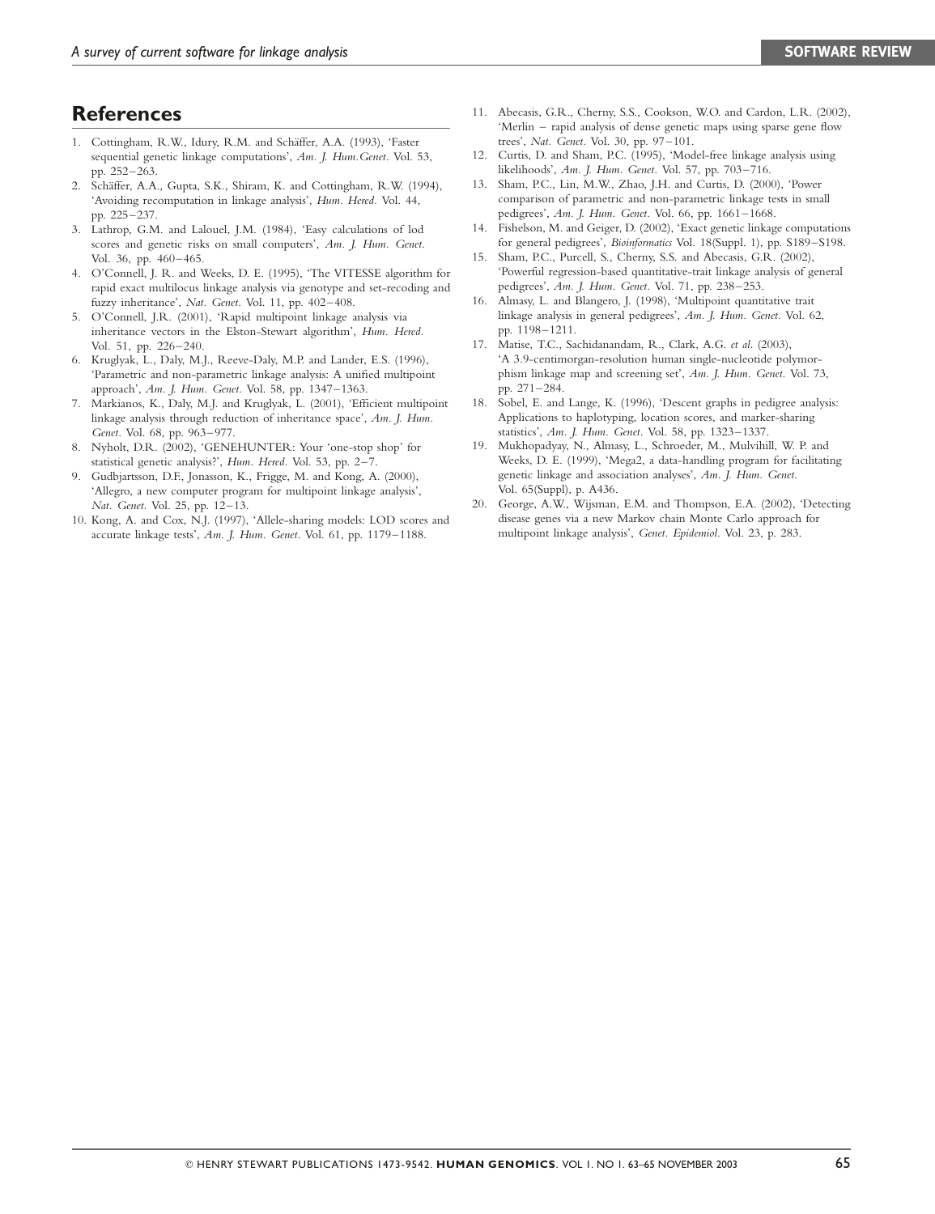## References

1. Cottingham, R.W., Idury, R.M. and Schäffer, A.A. (1993), 'Faster sequential genetic linkage computations', *Am. J. Hum.Genet.* Vol. 53, pp. 252–263.
2. Schäffer, A.A., Gupta, S.K., Shiram, K. and Cottingham, R.W. (1994), 'Avoiding recomputation in linkage analysis', *Hum. Hered.* Vol. 44, pp. 225–237.
3. Lathrop, G.M. and Lalouel, J.M. (1984), 'Easy calculations of lod scores and genetic risks on small computers', *Am. J. Hum. Genet.* Vol. 36, pp. 460–465.
4. O'Connell, J. R. and Weeks, D. E. (1995), 'The VITESSE algorithm for rapid exact multilocus linkage analysis via genotype and set-recoding and fuzzy inheritance', *Nat. Genet.* Vol. 11, pp. 402–408.
5. O'Connell, J.R. (2001), 'Rapid multipoint linkage analysis via inheritance vectors in the Elston-Stewart algorithm', *Hum. Hered.* Vol. 51, pp. 226–240.
6. Kruglyak, L., Daly, M.J., Reeve-Daly, M.P. and Lander, E.S. (1996), 'Parametric and non-parametric linkage analysis: A unified multipoint approach', *Am. J. Hum. Genet.* Vol. 58, pp. 1347–1363.
7. Markianos, K., Daly, M.J. and Kruglyak, L. (2001), 'Efficient multipoint linkage analysis through reduction of inheritance space', *Am. J. Hum. Genet.* Vol. 68, pp. 963–977.
8. Nyholt, D.R. (2002), 'GENEHUNTER: Your 'one-stop shop' for statistical genetic analysis?', *Hum. Hered.* Vol. 53, pp. 2–7.
9. Gudbjartsson, D.F., Jonasson, K., Frigge, M. and Kong, A. (2000), 'Allegro, a new computer program for multipoint linkage analysis', *Nat. Genet.* Vol. 25, pp. 12–13.
10. Kong, A. and Cox, N.J. (1997), 'Allele-sharing models: LOD scores and accurate linkage tests', *Am. J. Hum. Genet.* Vol. 61, pp. 1179–1188.
11. Abecasis, G.R., Cherny, S.S., Cookson, W.O. and Cardon, L.R. (2002), 'Merlin – rapid analysis of dense genetic maps using sparse gene flow trees', *Nat. Genet.* Vol. 30, pp. 97–101.
12. Curtis, D. and Sham, P.C. (1995), 'Model-free linkage analysis using likelihoods', *Am. J. Hum. Genet.* Vol. 57, pp. 703–716.
13. Sham, P.C., Lin, M.W., Zhao, J.H. and Curtis, D. (2000), 'Power comparison of parametric and non-parametric linkage tests in small pedigrees', *Am. J. Hum. Genet.* Vol. 66, pp. 1661–1668.
14. Fishelson, M. and Geiger, D. (2002), 'Exact genetic linkage computations for general pedigrees', *Bioinformatics* Vol. 18(Suppl. 1), pp. S189–S198.
15. Sham, P.C., Purcell, S., Cherny, S.S. and Abecasis, G.R. (2002), 'Powerful regression-based quantitative-trait linkage analysis of general pedigrees', *Am. J. Hum. Genet.* Vol. 71, pp. 238–253.
16. Almasy, L. and Blangero, J. (1998), 'Multipoint quantitative trait linkage analysis in general pedigrees', *Am. J. Hum. Genet.* Vol. 62, pp. 1198–1211.
17. Matise, T.C., Sachidanandam, R., Clark, A.G. *et al.* (2003), 'A 3.9-centimorgan-resolution human single-nucleotide polymorphism linkage map and screening set', *Am. J. Hum. Genet.* Vol. 73, pp. 271–284.
18. Sobel, E. and Lange, K. (1996), 'Descent graphs in pedigree analysis: Applications to haplotyping, location scores, and marker-sharing statistics', *Am. J. Hum. Genet.* Vol. 58, pp. 1323–1337.
19. Mukhopadyay, N., Almasy, L., Schroeder, M., Mulvihill, W. P. and Weeks, D. E. (1999), 'Mega2, a data-handling program for facilitating genetic linkage and association analyses', *Am. J. Hum. Genet.* Vol. 65(Suppl), p. A436.
20. George, A.W., Wijsman, E.M. and Thompson, E.A. (2002), 'Detecting disease genes via a new Markov chain Monte Carlo approach for multipoint linkage analysis', *Genet. Epidemiol.* Vol. 23, p. 283.